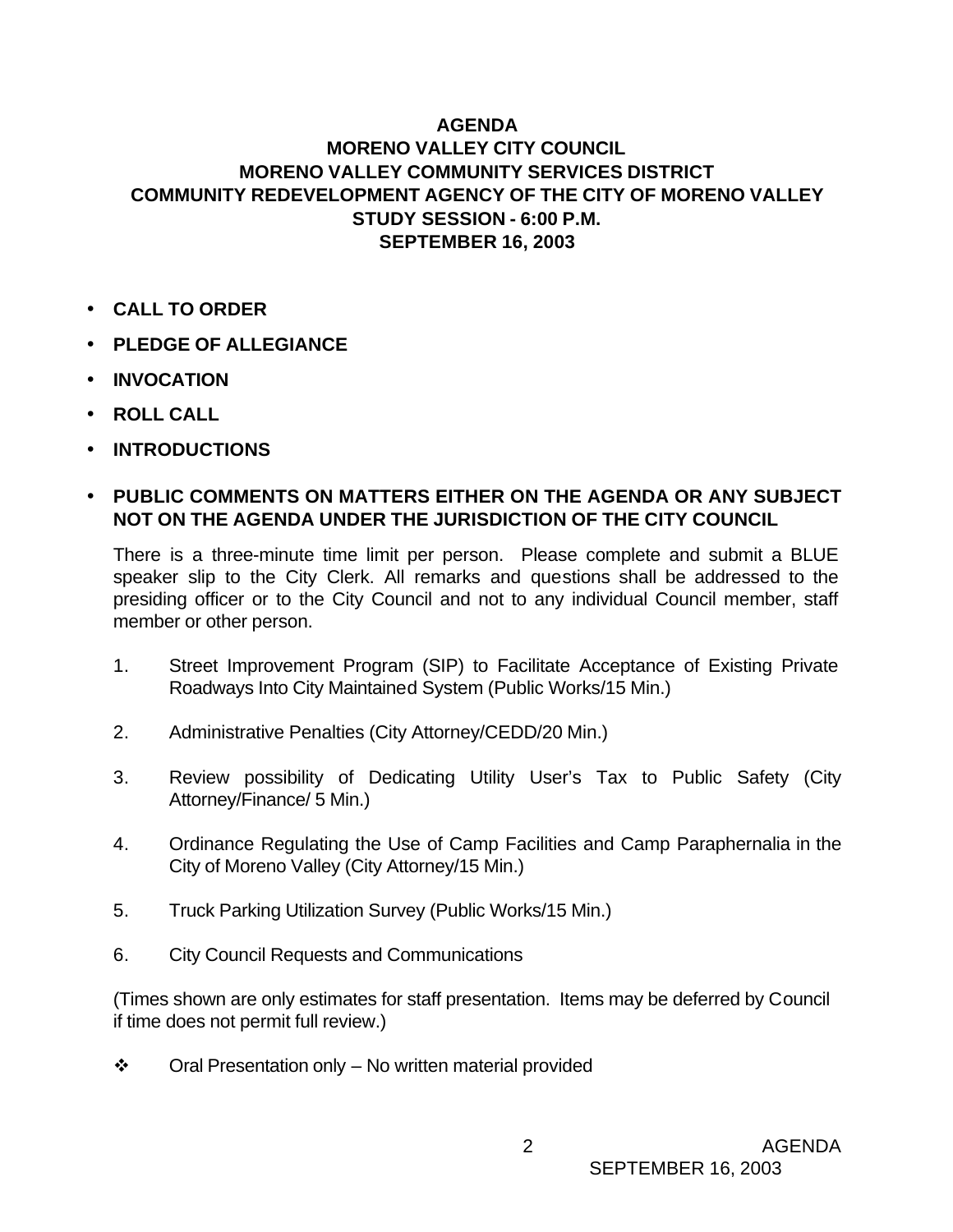# AGENDA
## MORENO VALLEY CITY COUNCIL
## MORENO VALLEY COMMUNITY SERVICES DISTRICT
## COMMUNITY REDEVELOPMENT AGENCY OF THE CITY OF MORENO VALLEY
## STUDY SESSION - 6:00 P.M.
## SEPTEMBER 16, 2003

- **CALL TO ORDER**
- **PLEDGE OF ALLEGIANCE**
- **INVOCATION**
- **ROLL CALL**
- **INTRODUCTIONS**
- **PUBLIC COMMENTS ON MATTERS EITHER ON THE AGENDA OR ANY SUBJECT NOT ON THE AGENDA UNDER THE JURISDICTION OF THE CITY COUNCIL**

  There is a three-minute time limit per person. Please complete and submit a BLUE speaker slip to the City Clerk. All remarks and questions shall be addressed to the presiding officer or to the City Council and not to any individual Council member, staff member or other person.

1. Street Improvement Program (SIP) to Facilitate Acceptance of Existing Private Roadways Into City Maintained System (Public Works/15 Min.)
2. Administrative Penalties (City Attorney/CEDD/20 Min.)
3. Review possibility of Dedicating Utility User's Tax to Public Safety (City Attorney/Finance/ 5 Min.)
4. Ordinance Regulating the Use of Camp Facilities and Camp Paraphernalia in the City of Moreno Valley (City Attorney/15 Min.)
5. Truck Parking Utilization Survey (Public Works/15 Min.)
6. City Council Requests and Communications

(Times shown are only estimates for staff presentation. Items may be deferred by Council if time does not permit full review.)

❖ Oral Presentation only – No written material provided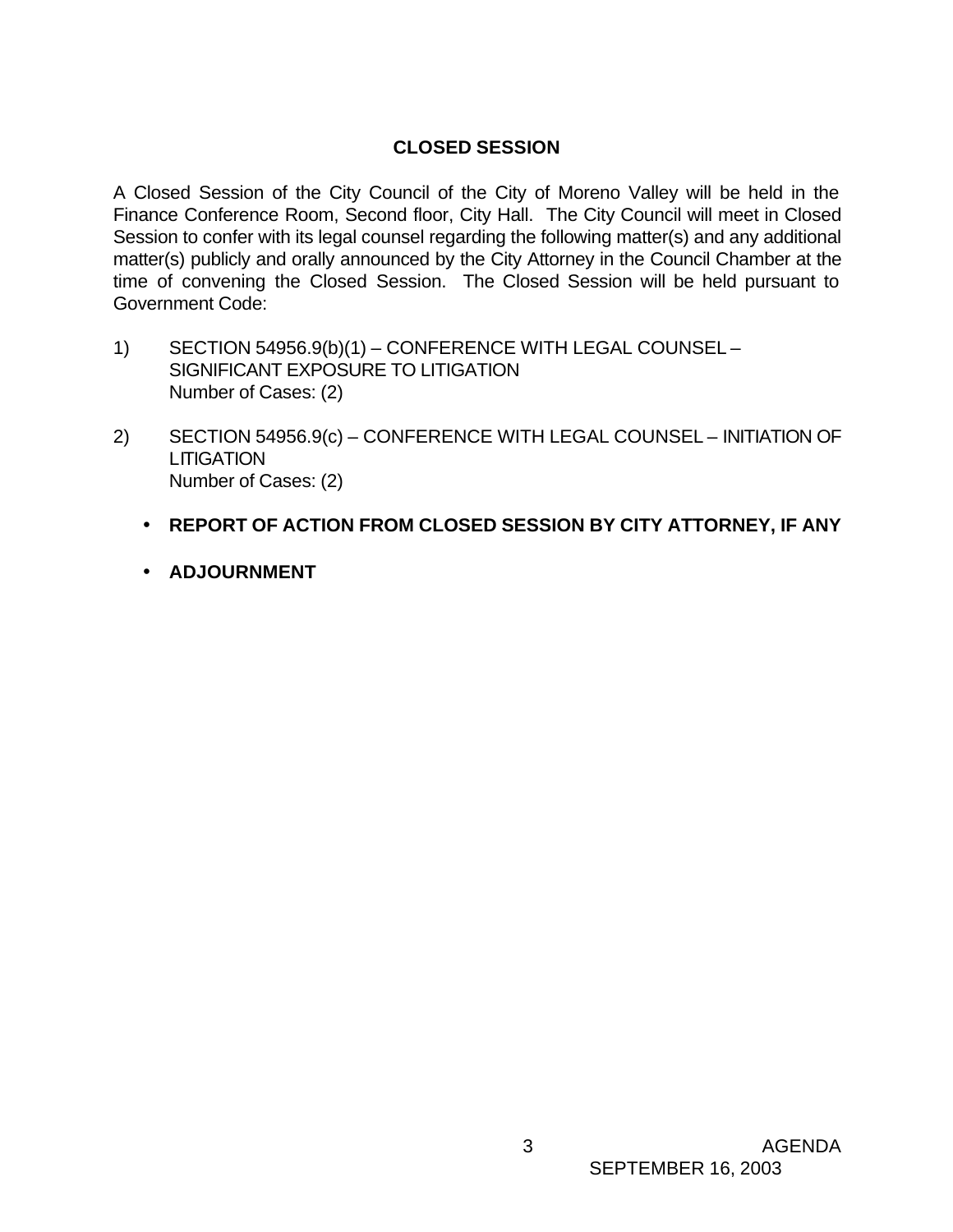## CLOSED SESSION

A Closed Session of the City Council of the City of Moreno Valley will be held in the Finance Conference Room, Second floor, City Hall. The City Council will meet in Closed Session to confer with its legal counsel regarding the following matter(s) and any additional matter(s) publicly and orally announced by the City Attorney in the Council Chamber at the time of convening the Closed Session. The Closed Session will be held pursuant to Government Code:

1) SECTION 54956.9(b)(1) – CONFERENCE WITH LEGAL COUNSEL – SIGNIFICANT EXPOSURE TO LITIGATION
Number of Cases: (2)

2) SECTION 54956.9(c) – CONFERENCE WITH LEGAL COUNSEL – INITIATION OF LITIGATION
Number of Cases: (2)

- **REPORT OF ACTION FROM CLOSED SESSION BY CITY ATTORNEY, IF ANY**
- **ADJOURNMENT**